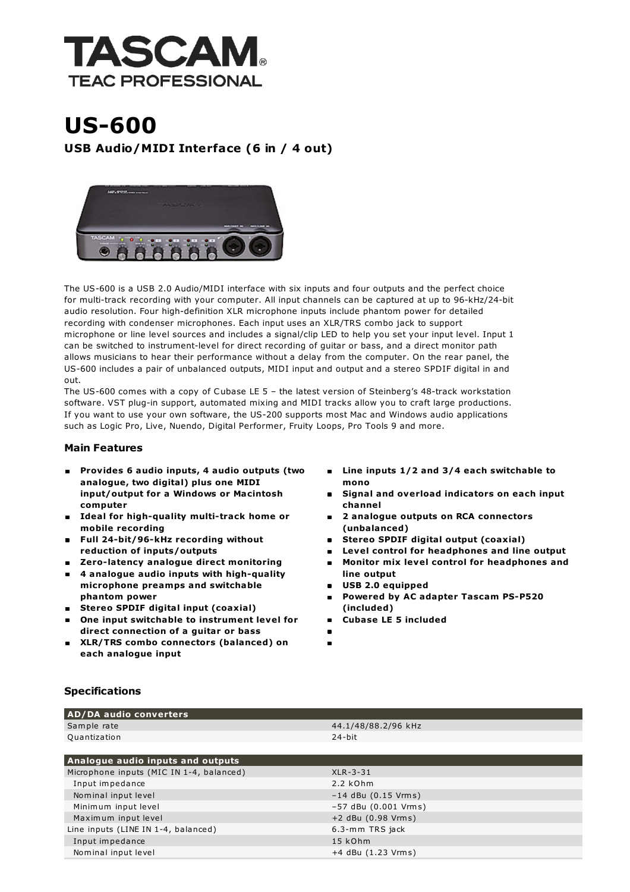# TASCAM

TEAC PROFESSIONAL

# US-600

## USB Audio/MIDI Interface (6 in / 4 out)

The US-600 is a USB 2.0 Audio/MIDI interface with six inputs and four outputs and the perfect choice for multi-track recording with your computer. All input channels can be captured at up to 96-kHz/24-bit audio resolution. Four high-definition XLR microphone inputs include phantom power for detailed recording with condenser microphones. Each input uses an XLR/TRS combo jack to support microphone or line level sources and includes a signal/clip LED to help you set your input level. Input 1 can be switched to instrument-level for direct recording of guitar or bass, and a direct monitor path allows musicians to hear their performance without a delay from the computer. On the rear panel, the US-600 includes a pair of unbalanced outputs, MIDI input and output and a stereo SPDIF digital in and out.
The US-600 comes with a copy of Cubase LE 5 – the latest version of Steinberg's 48-track workstation software. VST plug-in support, automated mixing and MIDI tracks allow you to craft large productions. If you want to use your own software, the US-200 supports most Mac and Windows audio applications such as Logic Pro, Live, Nuendo, Digital Performer, Fruity Loops, Pro Tools 9 and more.

### Main Features

- **Provides 6 audio inputs, 4 audio outputs (two analogue, two digital) plus one MIDI input/output for a Windows or Macintosh computer**
- **Ideal for high-quality multi-track home or mobile recording**
- **Full 24-bit/96-kHz recording without reduction of inputs/outputs**
- **Zero-latency analogue direct monitoring**
- **4 analogue audio inputs with high-quality microphone preamps and switchable phantom power**
- **Stereo SPDIF digital input (coaxial)**
- **One input switchable to instrument level for direct connection of a guitar or bass**
- **XLR/TRS combo connectors (balanced) on each analogue input**
- **Line inputs 1/2 and 3/4 each switchable to mono**
- **Signal and overload indicators on each input channel**
- **2 analogue outputs on RCA connectors (unbalanced)**
- **Stereo SPDIF digital output (coaxial)**
- **Level control for headphones and line output**
- **Monitor mix level control for headphones and line output**
- **USB 2.0 equipped**
- **Powered by AC adapter Tascam PS-P520 (included)**
- **Cubase LE 5 included**

### Specifications

| AD/DA audio converters | |
|---|---|
| Sample rate | 44.1/48/88.2/96 kHz |
| Quantization | 24-bit |

| Analogue audio inputs and outputs | |
|---|---|
| Microphone inputs (MIC IN 1-4, balanced) | XLR-3-31 |
| Input impedance | 2.2 kOhm |
| Nominal input level | –14 dBu (0.15 Vrms) |
| Minimum input level | –57 dBu (0.001 Vrms) |
| Maximum input level | +2 dBu (0.98 Vrms) |
| Line inputs (LINE IN 1-4, balanced) | 6.3-mm TRS jack |
| Input impedance | 15 kOhm |
| Nominal input level | +4 dBu (1.23 Vrms) |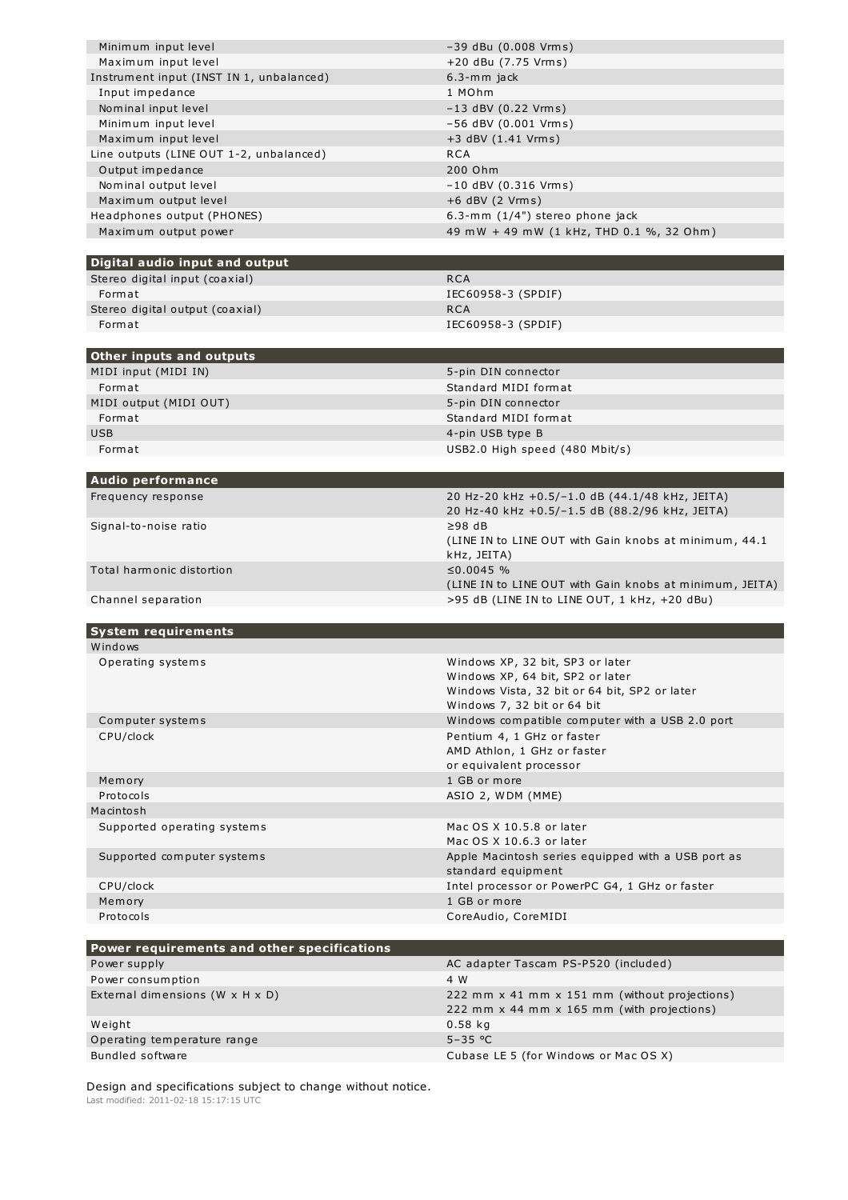| | |
|---|---|
| Minimum input level | −39 dBu (0.008 Vrms) |
| Maximum input level | +20 dBu (7.75 Vrms) |
| Instrument input (INST IN 1, unbalanced) | 6.3-mm jack |
| Input impedance | 1 MOhm |
| Nominal input level | −13 dBV (0.22 Vrms) |
| Minimum input level | −56 dBV (0.001 Vrms) |
| Maximum input level | +3 dBV (1.41 Vrms) |
| Line outputs (LINE OUT 1-2, unbalanced) | RCA |
| Output impedance | 200 Ohm |
| Nominal output level | −10 dBV (0.316 Vrms) |
| Maximum output level | +6 dBV (2 Vrms) |
| Headphones output (PHONES) | 6.3-mm (1/4") stereo phone jack |
| Maximum output power | 49 mW + 49 mW (1 kHz, THD 0.1 %, 32 Ohm) |

| **Digital audio input and output** | |
|---|---|
| Stereo digital input (coaxial) | RCA |
| Format | IEC60958-3 (SPDIF) |
| Stereo digital output (coaxial) | RCA |
| Format | IEC60958-3 (SPDIF) |

| **Other inputs and outputs** | |
|---|---|
| MIDI input (MIDI IN) | 5-pin DIN connector |
| Format | Standard MIDI format |
| MIDI output (MIDI OUT) | 5-pin DIN connector |
| Format | Standard MIDI format |
| USB | 4-pin USB type B |
| Format | USB2.0 High speed (480 Mbit/s) |

| **Audio performance** | |
|---|---|
| Frequency response | 20 Hz-20 kHz +0.5/−1.0 dB (44.1/48 kHz, JEITA)<br>20 Hz-40 kHz +0.5/−1.5 dB (88.2/96 kHz, JEITA) |
| Signal-to-noise ratio | ≥98 dB<br>(LINE IN to LINE OUT with Gain knobs at minimum, 44.1 kHz, JEITA) |
| Total harmonic distortion | ≤0.0045 %<br>(LINE IN to LINE OUT with Gain knobs at minimum, JEITA) |
| Channel separation | >95 dB (LINE IN to LINE OUT, 1 kHz, +20 dBu) |

| **System requirements** | |
|---|---|
| Windows | |
| Operating systems | Windows XP, 32 bit, SP3 or later<br>Windows XP, 64 bit, SP2 or later<br>Windows Vista, 32 bit or 64 bit, SP2 or later<br>Windows 7, 32 bit or 64 bit |
| Computer systems | Windows compatible computer with a USB 2.0 port |
| CPU/clock | Pentium 4, 1 GHz or faster<br>AMD Athlon, 1 GHz or faster<br>or equivalent processor |
| Memory | 1 GB or more |
| Protocols | ASIO 2, WDM (MME) |
| Macintosh | |
| Supported operating systems | Mac OS X 10.5.8 or later<br>Mac OS X 10.6.3 or later |
| Supported computer systems | Apple Macintosh series equipped with a USB port as standard equipment |
| CPU/clock | Intel processor or PowerPC G4, 1 GHz or faster |
| Memory | 1 GB or more |
| Protocols | CoreAudio, CoreMIDI |

| **Power requirements and other specifications** | |
|---|---|
| Power supply | AC adapter Tascam PS-P520 (included) |
| Power consumption | 4 W |
| External dimensions (W x H x D) | 222 mm x 41 mm x 151 mm (without projections)<br>222 mm x 44 mm x 165 mm (with projections) |
| Weight | 0.58 kg |
| Operating temperature range | 5–35 °C |
| Bundled software | Cubase LE 5 (for Windows or Mac OS X) |

Design and specifications subject to change without notice.

Last modified: 2011-02-18 15:17:15 UTC